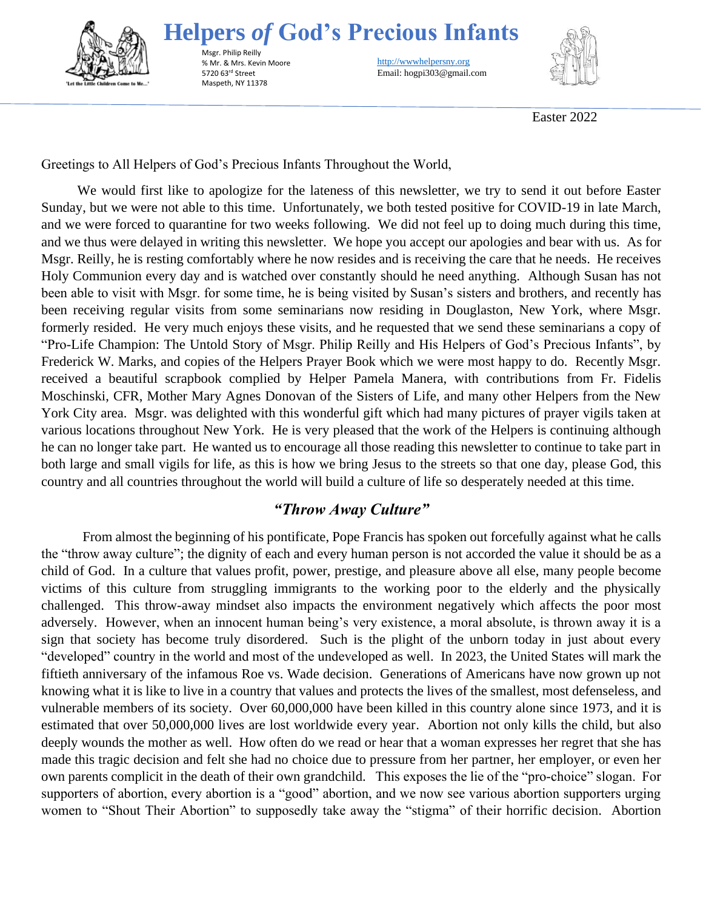# Helpers *of* God's Precious Infants

"Let the Little Children Come to Me..."

Msgr. Philip Reilly
℅ Mr. & Mrs. Kevin Moore
5720 63rd Street
Maspeth, NY 11378

http://wwwhelpersny.org
Email: hogpi303@gmail.com

Easter 2022

Greetings to All Helpers of God's Precious Infants Throughout the World,

We would first like to apologize for the lateness of this newsletter, we try to send it out before Easter Sunday, but we were not able to this time. Unfortunately, we both tested positive for COVID-19 in late March, and we were forced to quarantine for two weeks following. We did not feel up to doing much during this time, and we thus were delayed in writing this newsletter. We hope you accept our apologies and bear with us. As for Msgr. Reilly, he is resting comfortably where he now resides and is receiving the care that he needs. He receives Holy Communion every day and is watched over constantly should he need anything. Although Susan has not been able to visit with Msgr. for some time, he is being visited by Susan's sisters and brothers, and recently has been receiving regular visits from some seminarians now residing in Douglaston, New York, where Msgr. formerly resided. He very much enjoys these visits, and he requested that we send these seminarians a copy of "Pro-Life Champion: The Untold Story of Msgr. Philip Reilly and His Helpers of God's Precious Infants", by Frederick W. Marks, and copies of the Helpers Prayer Book which we were most happy to do. Recently Msgr. received a beautiful scrapbook complied by Helper Pamela Manera, with contributions from Fr. Fidelis Moschinski, CFR, Mother Mary Agnes Donovan of the Sisters of Life, and many other Helpers from the New York City area. Msgr. was delighted with this wonderful gift which had many pictures of prayer vigils taken at various locations throughout New York. He is very pleased that the work of the Helpers is continuing although he can no longer take part. He wanted us to encourage all those reading this newsletter to continue to take part in both large and small vigils for life, as this is how we bring Jesus to the streets so that one day, please God, this country and all countries throughout the world will build a culture of life so desperately needed at this time.

## *"Throw Away Culture"*

From almost the beginning of his pontificate, Pope Francis has spoken out forcefully against what he calls the "throw away culture"; the dignity of each and every human person is not accorded the value it should be as a child of God. In a culture that values profit, power, prestige, and pleasure above all else, many people become victims of this culture from struggling immigrants to the working poor to the elderly and the physically challenged. This throw-away mindset also impacts the environment negatively which affects the poor most adversely. However, when an innocent human being's very existence, a moral absolute, is thrown away it is a sign that society has become truly disordered. Such is the plight of the unborn today in just about every "developed" country in the world and most of the undeveloped as well. In 2023, the United States will mark the fiftieth anniversary of the infamous Roe vs. Wade decision. Generations of Americans have now grown up not knowing what it is like to live in a country that values and protects the lives of the smallest, most defenseless, and vulnerable members of its society. Over 60,000,000 have been killed in this country alone since 1973, and it is estimated that over 50,000,000 lives are lost worldwide every year. Abortion not only kills the child, but also deeply wounds the mother as well. How often do we read or hear that a woman expresses her regret that she has made this tragic decision and felt she had no choice due to pressure from her partner, her employer, or even her own parents complicit in the death of their own grandchild. This exposes the lie of the "pro-choice" slogan. For supporters of abortion, every abortion is a "good" abortion, and we now see various abortion supporters urging women to "Shout Their Abortion" to supposedly take away the "stigma" of their horrific decision. Abortion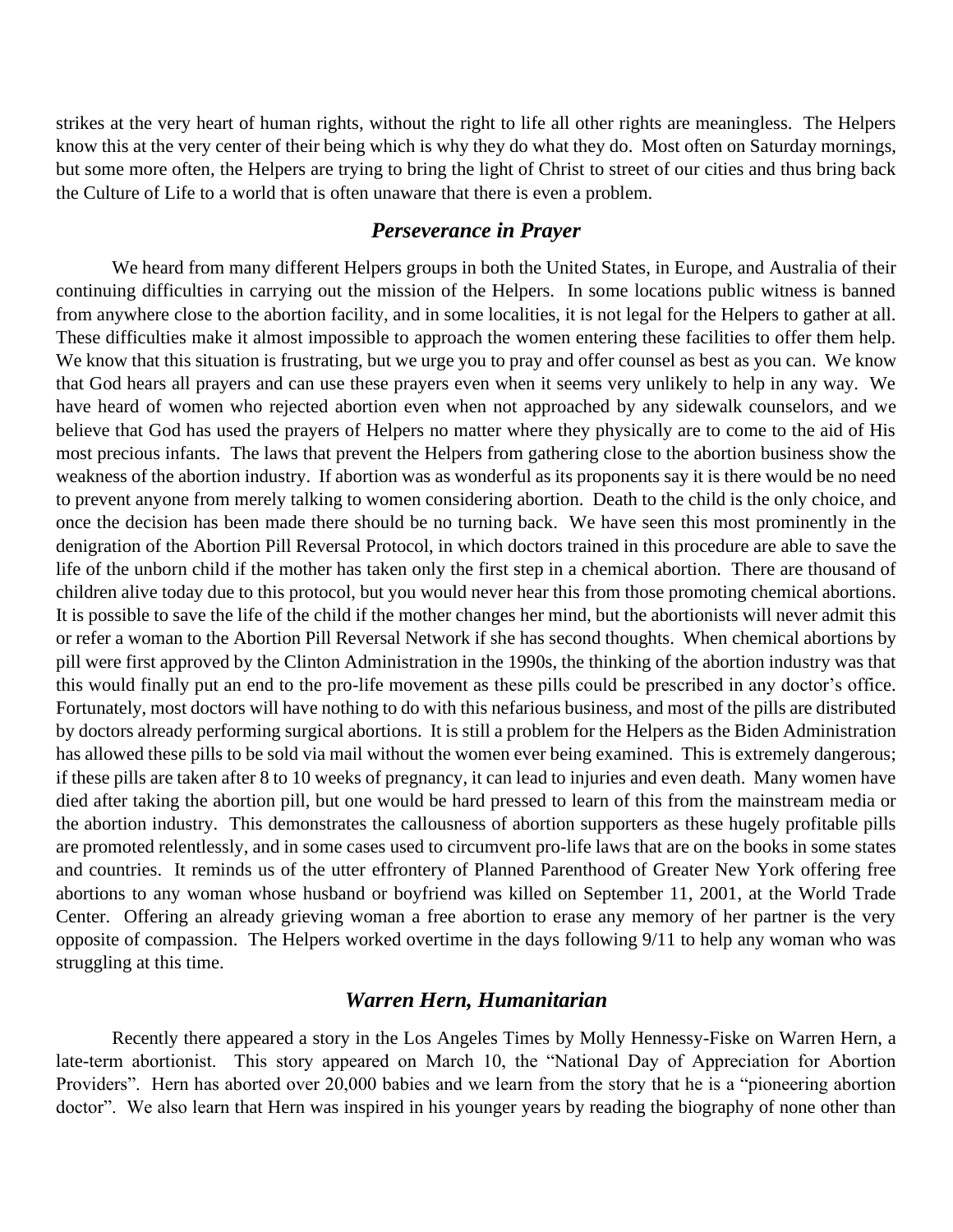strikes at the very heart of human rights, without the right to life all other rights are meaningless. The Helpers know this at the very center of their being which is why they do what they do. Most often on Saturday mornings, but some more often, the Helpers are trying to bring the light of Christ to street of our cities and thus bring back the Culture of Life to a world that is often unaware that there is even a problem.

## *Perseverance in Prayer*

We heard from many different Helpers groups in both the United States, in Europe, and Australia of their continuing difficulties in carrying out the mission of the Helpers. In some locations public witness is banned from anywhere close to the abortion facility, and in some localities, it is not legal for the Helpers to gather at all. These difficulties make it almost impossible to approach the women entering these facilities to offer them help. We know that this situation is frustrating, but we urge you to pray and offer counsel as best as you can. We know that God hears all prayers and can use these prayers even when it seems very unlikely to help in any way. We have heard of women who rejected abortion even when not approached by any sidewalk counselors, and we believe that God has used the prayers of Helpers no matter where they physically are to come to the aid of His most precious infants. The laws that prevent the Helpers from gathering close to the abortion business show the weakness of the abortion industry. If abortion was as wonderful as its proponents say it is there would be no need to prevent anyone from merely talking to women considering abortion. Death to the child is the only choice, and once the decision has been made there should be no turning back. We have seen this most prominently in the denigration of the Abortion Pill Reversal Protocol, in which doctors trained in this procedure are able to save the life of the unborn child if the mother has taken only the first step in a chemical abortion. There are thousand of children alive today due to this protocol, but you would never hear this from those promoting chemical abortions. It is possible to save the life of the child if the mother changes her mind, but the abortionists will never admit this or refer a woman to the Abortion Pill Reversal Network if she has second thoughts. When chemical abortions by pill were first approved by the Clinton Administration in the 1990s, the thinking of the abortion industry was that this would finally put an end to the pro-life movement as these pills could be prescribed in any doctor's office. Fortunately, most doctors will have nothing to do with this nefarious business, and most of the pills are distributed by doctors already performing surgical abortions. It is still a problem for the Helpers as the Biden Administration has allowed these pills to be sold via mail without the women ever being examined. This is extremely dangerous; if these pills are taken after 8 to 10 weeks of pregnancy, it can lead to injuries and even death. Many women have died after taking the abortion pill, but one would be hard pressed to learn of this from the mainstream media or the abortion industry. This demonstrates the callousness of abortion supporters as these hugely profitable pills are promoted relentlessly, and in some cases used to circumvent pro-life laws that are on the books in some states and countries. It reminds us of the utter effrontery of Planned Parenthood of Greater New York offering free abortions to any woman whose husband or boyfriend was killed on September 11, 2001, at the World Trade Center. Offering an already grieving woman a free abortion to erase any memory of her partner is the very opposite of compassion. The Helpers worked overtime in the days following 9/11 to help any woman who was struggling at this time.

## *Warren Hern, Humanitarian*

Recently there appeared a story in the Los Angeles Times by Molly Hennessy-Fiske on Warren Hern, a late-term abortionist. This story appeared on March 10, the "National Day of Appreciation for Abortion Providers". Hern has aborted over 20,000 babies and we learn from the story that he is a "pioneering abortion doctor". We also learn that Hern was inspired in his younger years by reading the biography of none other than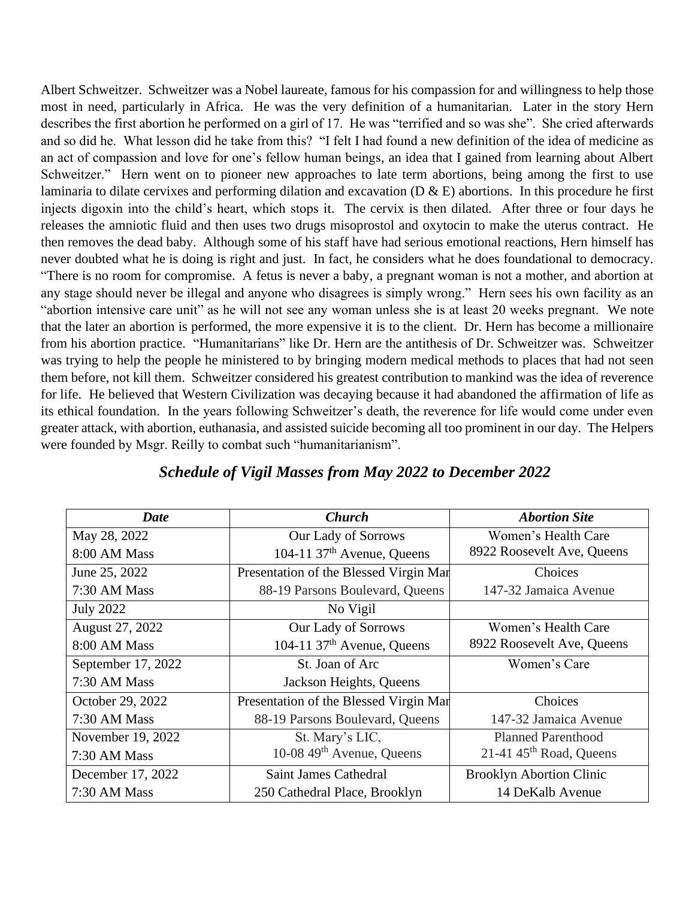Albert Schweitzer. Schweitzer was a Nobel laureate, famous for his compassion for and willingness to help those most in need, particularly in Africa. He was the very definition of a humanitarian. Later in the story Hern describes the first abortion he performed on a girl of 17. He was "terrified and so was she". She cried afterwards and so did he. What lesson did he take from this? "I felt I had found a new definition of the idea of medicine as an act of compassion and love for one's fellow human beings, an idea that I gained from learning about Albert Schweitzer." Hern went on to pioneer new approaches to late term abortions, being among the first to use laminaria to dilate cervixes and performing dilation and excavation (D & E) abortions. In this procedure he first injects digoxin into the child's heart, which stops it. The cervix is then dilated. After three or four days he releases the amniotic fluid and then uses two drugs misoprostol and oxytocin to make the uterus contract. He then removes the dead baby. Although some of his staff have had serious emotional reactions, Hern himself has never doubted what he is doing is right and just. In fact, he considers what he does foundational to democracy. "There is no room for compromise. A fetus is never a baby, a pregnant woman is not a mother, and abortion at any stage should never be illegal and anyone who disagrees is simply wrong." Hern sees his own facility as an "abortion intensive care unit" as he will not see any woman unless she is at least 20 weeks pregnant. We note that the later an abortion is performed, the more expensive it is to the client. Dr. Hern has become a millionaire from his abortion practice. "Humanitarians" like Dr. Hern are the antithesis of Dr. Schweitzer was. Schweitzer was trying to help the people he ministered to by bringing modern medical methods to places that had not seen them before, not kill them. Schweitzer considered his greatest contribution to mankind was the idea of reverence for life. He believed that Western Civilization was decaying because it had abandoned the affirmation of life as its ethical foundation. In the years following Schweitzer's death, the reverence for life would come under even greater attack, with abortion, euthanasia, and assisted suicide becoming all too prominent in our day. The Helpers were founded by Msgr. Reilly to combat such "humanitarianism".

## *Schedule of Vigil Masses from May 2022 to December 2022*

| *Date* | *Church* | *Abortion Site* |
|---|---|---|
| May 28, 2022<br>8:00 AM Mass | Our Lady of Sorrows<br>104-11 37th Avenue, Queens | Women's Health Care<br>8922 Roosevelt Ave, Queens |
| June 25, 2022<br>7:30 AM Mass | Presentation of the Blessed Virgin Mar<br>88-19 Parsons Boulevard, Queens | Choices<br>147-32 Jamaica Avenue |
| July 2022 | No Vigil | |
| August 27, 2022<br>8:00 AM Mass | Our Lady of Sorrows<br>104-11 37th Avenue, Queens | Women's Health Care<br>8922 Roosevelt Ave, Queens |
| September 17, 2022<br>7:30 AM Mass | St. Joan of Arc<br>Jackson Heights, Queens | Women's Care |
| October 29, 2022<br>7:30 AM Mass | Presentation of the Blessed Virgin Mar<br>88-19 Parsons Boulevard, Queens | Choices<br>147-32 Jamaica Avenue |
| November 19, 2022<br>7:30 AM Mass | St. Mary's LIC,<br>10-08 49th Avenue, Queens | Planned Parenthood<br>21-41 45th Road, Queens |
| December 17, 2022<br>7:30 AM Mass | Saint James Cathedral<br>250 Cathedral Place, Brooklyn | Brooklyn Abortion Clinic<br>14 DeKalb Avenue |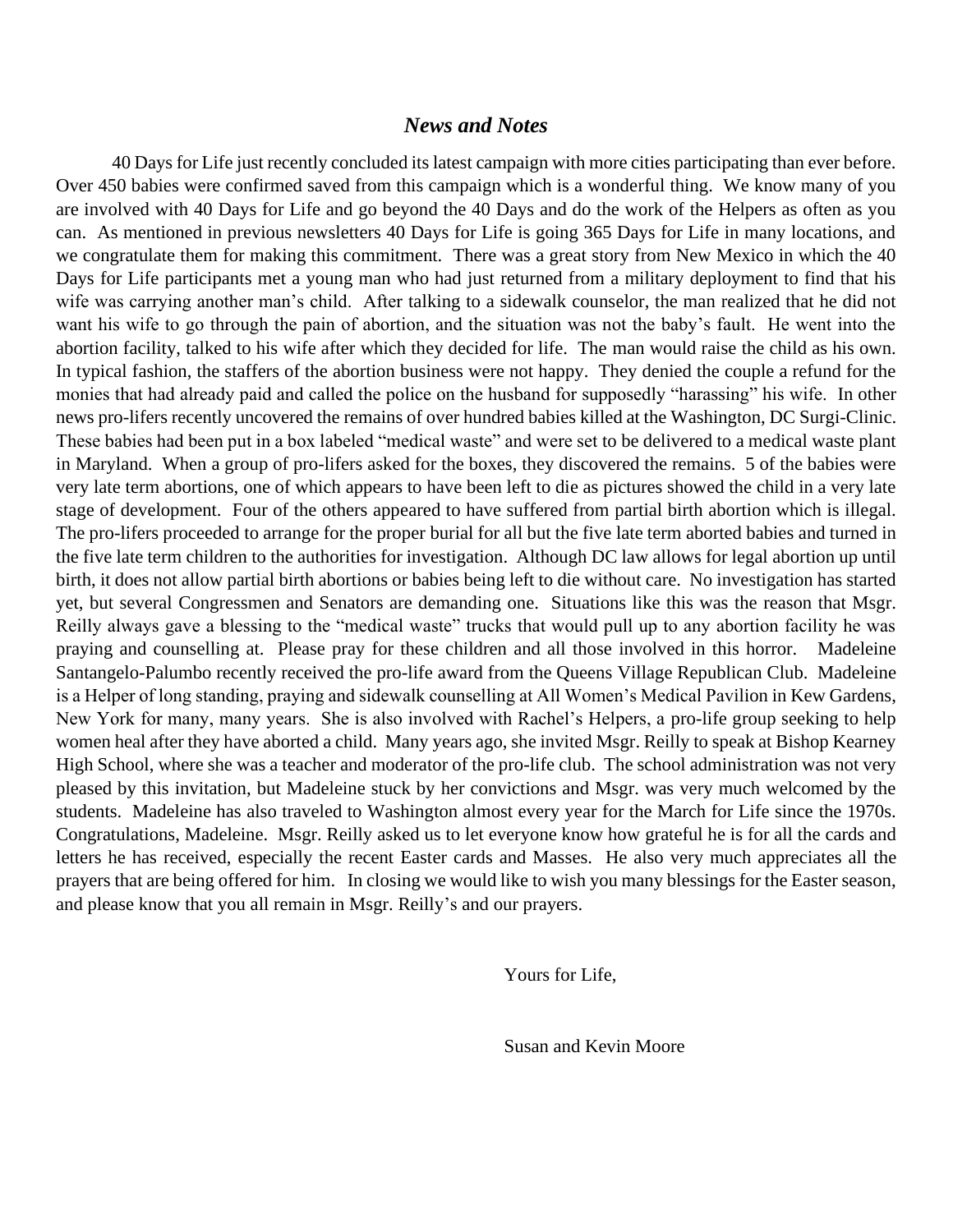## *News and Notes*

40 Days for Life just recently concluded its latest campaign with more cities participating than ever before. Over 450 babies were confirmed saved from this campaign which is a wonderful thing. We know many of you are involved with 40 Days for Life and go beyond the 40 Days and do the work of the Helpers as often as you can. As mentioned in previous newsletters 40 Days for Life is going 365 Days for Life in many locations, and we congratulate them for making this commitment. There was a great story from New Mexico in which the 40 Days for Life participants met a young man who had just returned from a military deployment to find that his wife was carrying another man's child. After talking to a sidewalk counselor, the man realized that he did not want his wife to go through the pain of abortion, and the situation was not the baby's fault. He went into the abortion facility, talked to his wife after which they decided for life. The man would raise the child as his own. In typical fashion, the staffers of the abortion business were not happy. They denied the couple a refund for the monies that had already paid and called the police on the husband for supposedly "harassing" his wife. In other news pro-lifers recently uncovered the remains of over hundred babies killed at the Washington, DC Surgi-Clinic. These babies had been put in a box labeled "medical waste" and were set to be delivered to a medical waste plant in Maryland. When a group of pro-lifers asked for the boxes, they discovered the remains. 5 of the babies were very late term abortions, one of which appears to have been left to die as pictures showed the child in a very late stage of development. Four of the others appeared to have suffered from partial birth abortion which is illegal. The pro-lifers proceeded to arrange for the proper burial for all but the five late term aborted babies and turned in the five late term children to the authorities for investigation. Although DC law allows for legal abortion up until birth, it does not allow partial birth abortions or babies being left to die without care. No investigation has started yet, but several Congressmen and Senators are demanding one. Situations like this was the reason that Msgr. Reilly always gave a blessing to the "medical waste" trucks that would pull up to any abortion facility he was praying and counselling at. Please pray for these children and all those involved in this horror. Madeleine Santangelo-Palumbo recently received the pro-life award from the Queens Village Republican Club. Madeleine is a Helper of long standing, praying and sidewalk counselling at All Women's Medical Pavilion in Kew Gardens, New York for many, many years. She is also involved with Rachel's Helpers, a pro-life group seeking to help women heal after they have aborted a child. Many years ago, she invited Msgr. Reilly to speak at Bishop Kearney High School, where she was a teacher and moderator of the pro-life club. The school administration was not very pleased by this invitation, but Madeleine stuck by her convictions and Msgr. was very much welcomed by the students. Madeleine has also traveled to Washington almost every year for the March for Life since the 1970s. Congratulations, Madeleine. Msgr. Reilly asked us to let everyone know how grateful he is for all the cards and letters he has received, especially the recent Easter cards and Masses. He also very much appreciates all the prayers that are being offered for him. In closing we would like to wish you many blessings for the Easter season, and please know that you all remain in Msgr. Reilly's and our prayers.

Yours for Life,

Susan and Kevin Moore